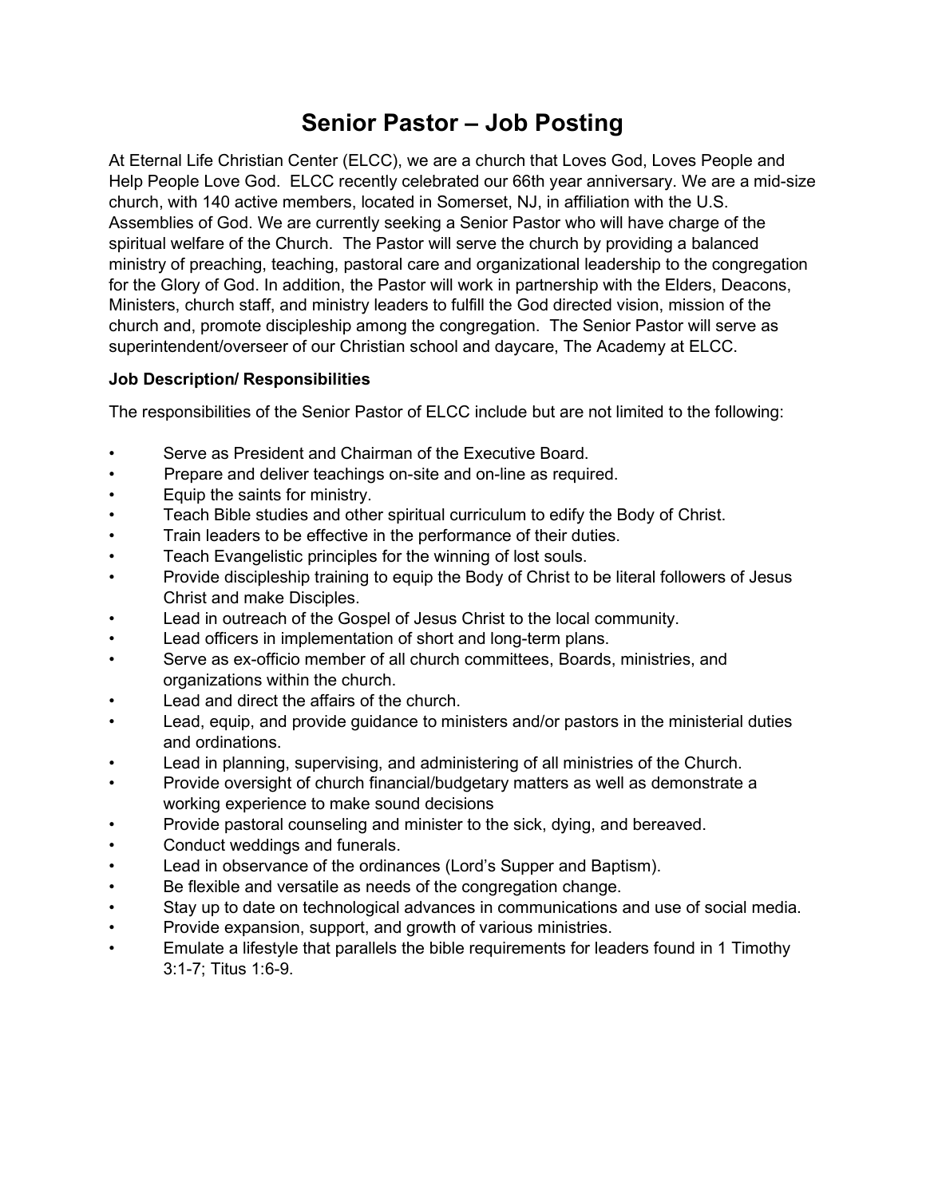# Senior Pastor – Job Posting

At Eternal Life Christian Center (ELCC), we are a church that Loves God, Loves People and Help People Love God. ELCC recently celebrated our 66th year anniversary. We are a mid-size church, with 140 active members, located in Somerset, NJ, in affiliation with the U.S. Assemblies of God. We are currently seeking a Senior Pastor who will have charge of the spiritual welfare of the Church. The Pastor will serve the church by providing a balanced ministry of preaching, teaching, pastoral care and organizational leadership to the congregation for the Glory of God. In addition, the Pastor will work in partnership with the Elders, Deacons, Ministers, church staff, and ministry leaders to fulfill the God directed vision, mission of the church and, promote discipleship among the congregation. The Senior Pastor will serve as superintendent/overseer of our Christian school and daycare, The Academy at ELCC.

**Job Description/ Responsibilities**

The responsibilities of the Senior Pastor of ELCC include but are not limited to the following:

- Serve as President and Chairman of the Executive Board.
- Prepare and deliver teachings on-site and on-line as required.
- Equip the saints for ministry.
- Teach Bible studies and other spiritual curriculum to edify the Body of Christ.
- Train leaders to be effective in the performance of their duties.
- Teach Evangelistic principles for the winning of lost souls.
- Provide discipleship training to equip the Body of Christ to be literal followers of Jesus Christ and make Disciples.
- Lead in outreach of the Gospel of Jesus Christ to the local community.
- Lead officers in implementation of short and long-term plans.
- Serve as ex-officio member of all church committees, Boards, ministries, and organizations within the church.
- Lead and direct the affairs of the church.
- Lead, equip, and provide guidance to ministers and/or pastors in the ministerial duties and ordinations.
- Lead in planning, supervising, and administering of all ministries of the Church.
- Provide oversight of church financial/budgetary matters as well as demonstrate a working experience to make sound decisions
- Provide pastoral counseling and minister to the sick, dying, and bereaved.
- Conduct weddings and funerals.
- Lead in observance of the ordinances (Lord's Supper and Baptism).
- Be flexible and versatile as needs of the congregation change.
- Stay up to date on technological advances in communications and use of social media.
- Provide expansion, support, and growth of various ministries.
- Emulate a lifestyle that parallels the bible requirements for leaders found in 1 Timothy 3:1-7; Titus 1:6-9.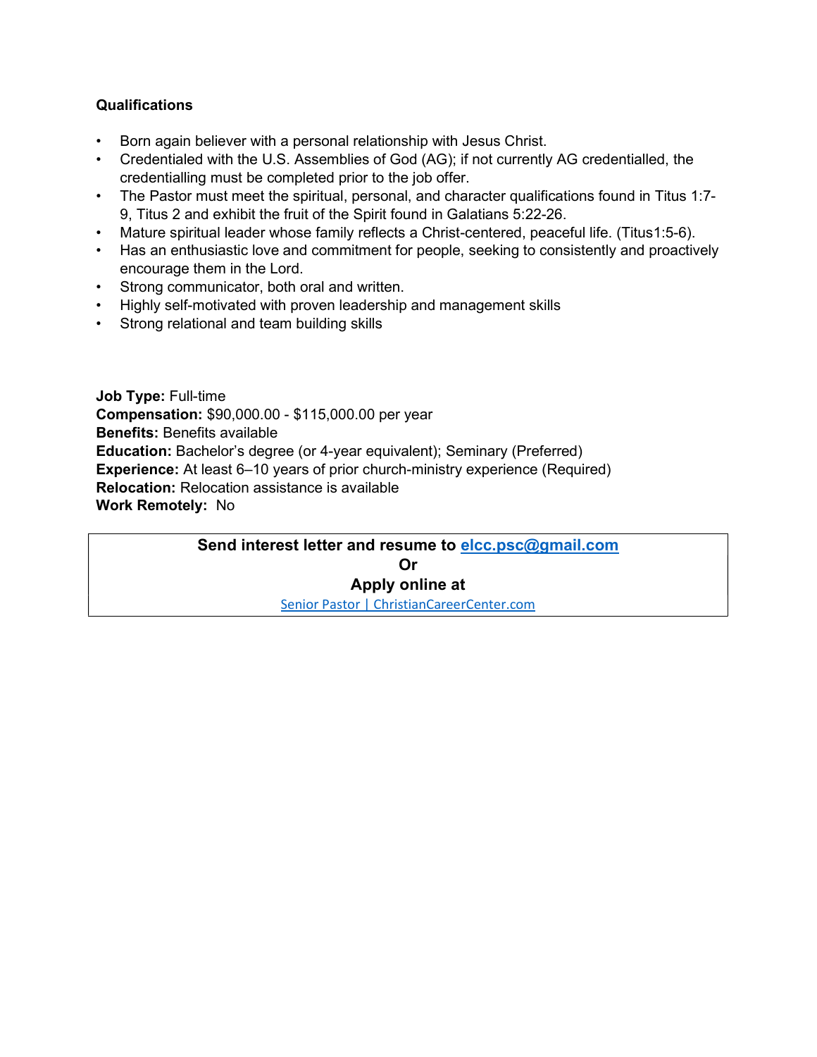**Qualifications**

- Born again believer with a personal relationship with Jesus Christ.
- Credentialed with the U.S. Assemblies of God (AG); if not currently AG credentialled, the credentialling must be completed prior to the job offer.
- The Pastor must meet the spiritual, personal, and character qualifications found in Titus 1:7-9, Titus 2 and exhibit the fruit of the Spirit found in Galatians 5:22-26.
- Mature spiritual leader whose family reflects a Christ-centered, peaceful life. (Titus1:5-6).
- Has an enthusiastic love and commitment for people, seeking to consistently and proactively encourage them in the Lord.
- Strong communicator, both oral and written.
- Highly self-motivated with proven leadership and management skills
- Strong relational and team building skills

**Job Type:** Full-time
**Compensation:** $90,000.00 - $115,000.00 per year
**Benefits:** Benefits available
**Education:** Bachelor's degree (or 4-year equivalent); Seminary (Preferred)
**Experience:** At least 6–10 years of prior church-ministry experience (Required)
**Relocation:** Relocation assistance is available
**Work Remotely:** No

**Send interest letter and resume to elcc.psc@gmail.com**

**Or**

**Apply online at**

Senior Pastor | ChristianCareerCenter.com